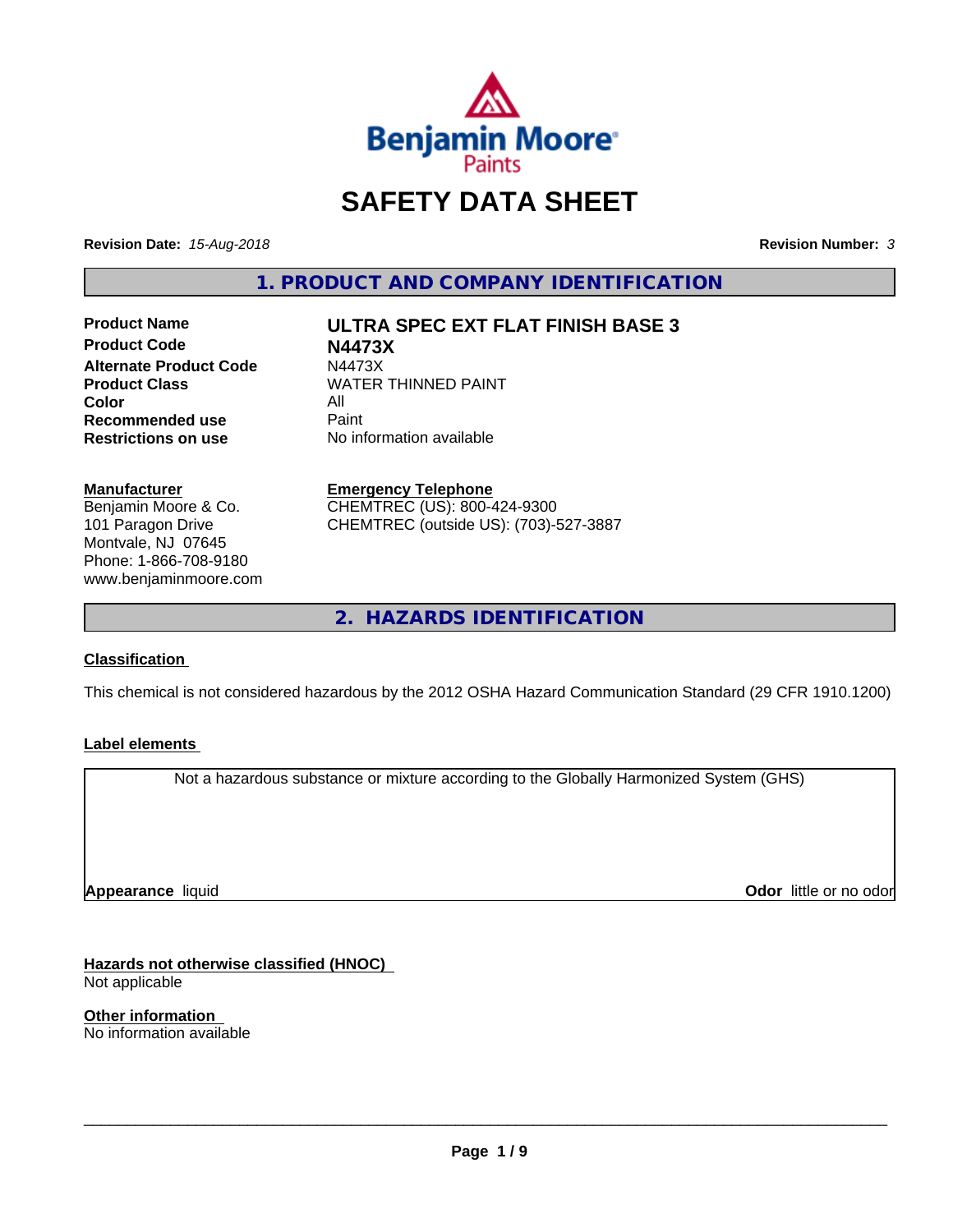Benjamin Moore Paints

# SAFETY DATA SHEET

**Revision Date:** *15-Aug-2018* **Revision Number:** *3*

## 1. PRODUCT AND COMPANY IDENTIFICATION

| | |
|---|---|
| **Product Name** | **ULTRA SPEC EXT FLAT FINISH BASE 3** |
| **Product Code** | **N4473X** |
| **Alternate Product Code** | N4473X |
| **Product Class** | WATER THINNED PAINT |
| **Color** | All |
| **Recommended use** | Paint |
| **Restrictions on use** | No information available |

**Manufacturer**
Benjamin Moore & Co.
101 Paragon Drive
Montvale, NJ 07645
Phone: 1-866-708-9180
www.benjaminmoore.com

**Emergency Telephone**
CHEMTREC (US): 800-424-9300
CHEMTREC (outside US): (703)-527-3887

## 2. HAZARDS IDENTIFICATION

**Classification**

This chemical is not considered hazardous by the 2012 OSHA Hazard Communication Standard (29 CFR 1910.1200)

**Label elements**

Not a hazardous substance or mixture according to the Globally Harmonized System (GHS)

**Appearance** liquid **Odor** little or no odor

**Hazards not otherwise classified (HNOC)**
Not applicable

**Other information**
No information available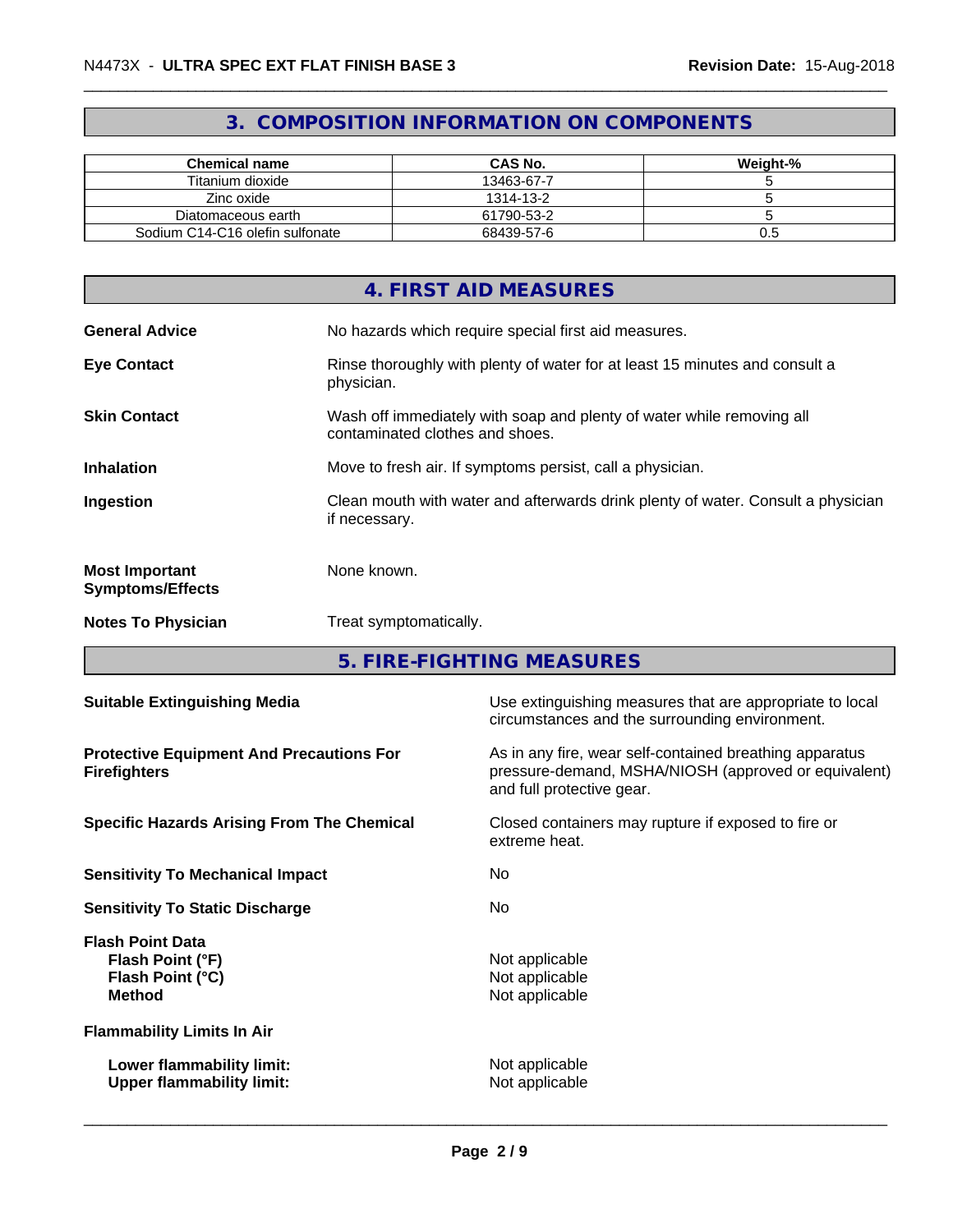## 3. COMPOSITION INFORMATION ON COMPONENTS

| Chemical name | CAS No. | Weight-% |
|---|---|---|
| Titanium dioxide | 13463-67-7 | 5 |
| Zinc oxide | 1314-13-2 | 5 |
| Diatomaceous earth | 61790-53-2 | 5 |
| Sodium C14-C16 olefin sulfonate | 68439-57-6 | 0.5 |

## 4. FIRST AID MEASURES

**General Advice** No hazards which require special first aid measures.

**Eye Contact** Rinse thoroughly with plenty of water for at least 15 minutes and consult a physician.

**Skin Contact** Wash off immediately with soap and plenty of water while removing all contaminated clothes and shoes.

**Inhalation** Move to fresh air. If symptoms persist, call a physician.

**Ingestion** Clean mouth with water and afterwards drink plenty of water. Consult a physician if necessary.

**Most Important Symptoms/Effects** None known.

**Notes To Physician** Treat symptomatically.

## 5. FIRE-FIGHTING MEASURES

**Suitable Extinguishing Media** Use extinguishing measures that are appropriate to local circumstances and the surrounding environment.

**Protective Equipment And Precautions For Firefighters** As in any fire, wear self-contained breathing apparatus pressure-demand, MSHA/NIOSH (approved or equivalent) and full protective gear.

**Specific Hazards Arising From The Chemical** Closed containers may rupture if exposed to fire or extreme heat.

**Sensitivity To Mechanical Impact** No

**Sensitivity To Static Discharge** No

**Flash Point Data**
**Flash Point (°F)** Not applicable
**Flash Point (°C)** Not applicable
**Method** Not applicable

**Flammability Limits In Air**

**Lower flammability limit:** Not applicable
**Upper flammability limit:** Not applicable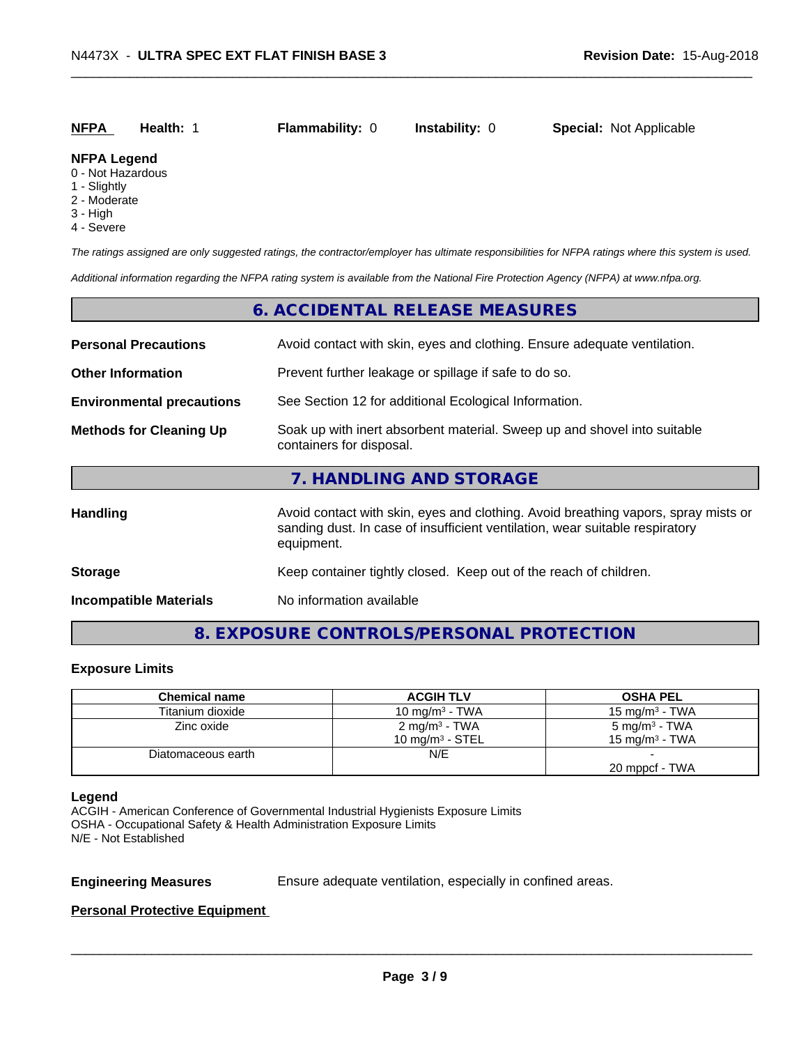| NFPA | Health: 1 | Flammability: 0 | Instability: 0 | Special: Not Applicable |
|---|---|---|---|---|

**NFPA Legend**
0 - Not Hazardous
1 - Slightly
2 - Moderate
3 - High
4 - Severe

*The ratings assigned are only suggested ratings, the contractor/employer has ultimate responsibilities for NFPA ratings where this system is used.*

*Additional information regarding the NFPA rating system is available from the National Fire Protection Agency (NFPA) at www.nfpa.org.*

## 6. ACCIDENTAL RELEASE MEASURES

**Personal Precautions** Avoid contact with skin, eyes and clothing. Ensure adequate ventilation.

**Other Information** Prevent further leakage or spillage if safe to do so.

**Environmental precautions** See Section 12 for additional Ecological Information.

**Methods for Cleaning Up** Soak up with inert absorbent material. Sweep up and shovel into suitable containers for disposal.

## 7. HANDLING AND STORAGE

**Handling** Avoid contact with skin, eyes and clothing. Avoid breathing vapors, spray mists or sanding dust. In case of insufficient ventilation, wear suitable respiratory equipment.

**Storage** Keep container tightly closed. Keep out of the reach of children.

**Incompatible Materials** No information available

## 8. EXPOSURE CONTROLS/PERSONAL PROTECTION

### Exposure Limits

| Chemical name | ACGIH TLV | OSHA PEL |
|---|---|---|
| Titanium dioxide | 10 mg/m³ - TWA | 15 mg/m³ - TWA |
| Zinc oxide | 2 mg/m³ - TWA<br>10 mg/m³ - STEL | 5 mg/m³ - TWA<br>15 mg/m³ - TWA |
| Diatomaceous earth | N/E | -<br>20 mppcf - TWA |

**Legend**
ACGIH - American Conference of Governmental Industrial Hygienists Exposure Limits
OSHA - Occupational Safety & Health Administration Exposure Limits
N/E - Not Established

**Engineering Measures** Ensure adequate ventilation, especially in confined areas.

**Personal Protective Equipment**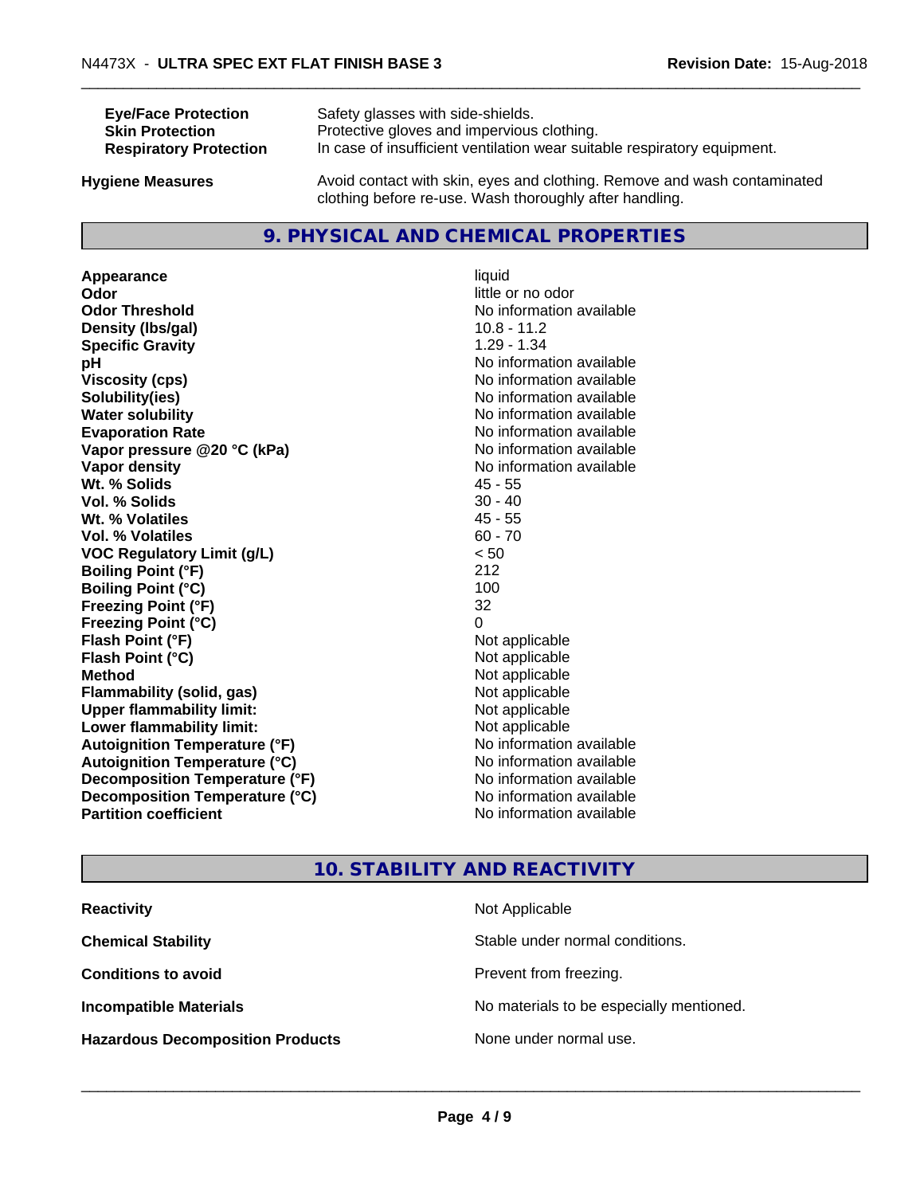| | |
|---|---|
| **Eye/Face Protection** | Safety glasses with side-shields. |
| **Skin Protection** | Protective gloves and impervious clothing. |
| **Respiratory Protection** | In case of insufficient ventilation wear suitable respiratory equipment. |

| | |
|---|---|
| **Hygiene Measures** | Avoid contact with skin, eyes and clothing. Remove and wash contaminated clothing before re-use. Wash thoroughly after handling. |

## 9. PHYSICAL AND CHEMICAL PROPERTIES

| | |
|---|---|
| **Appearance** | liquid |
| **Odor** | little or no odor |
| **Odor Threshold** | No information available |
| **Density (lbs/gal)** | 10.8 - 11.2 |
| **Specific Gravity** | 1.29 - 1.34 |
| **pH** | No information available |
| **Viscosity (cps)** | No information available |
| **Solubility(ies)** | No information available |
| **Water solubility** | No information available |
| **Evaporation Rate** | No information available |
| **Vapor pressure @20 °C (kPa)** | No information available |
| **Vapor density** | No information available |
| **Wt. % Solids** | 45 - 55 |
| **Vol. % Solids** | 30 - 40 |
| **Wt. % Volatiles** | 45 - 55 |
| **Vol. % Volatiles** | 60 - 70 |
| **VOC Regulatory Limit (g/L)** | < 50 |
| **Boiling Point (°F)** | 212 |
| **Boiling Point (°C)** | 100 |
| **Freezing Point (°F)** | 32 |
| **Freezing Point (°C)** | 0 |
| **Flash Point (°F)** | Not applicable |
| **Flash Point (°C)** | Not applicable |
| **Method** | Not applicable |
| **Flammability (solid, gas)** | Not applicable |
| **Upper flammability limit:** | Not applicable |
| **Lower flammability limit:** | Not applicable |
| **Autoignition Temperature (°F)** | No information available |
| **Autoignition Temperature (°C)** | No information available |
| **Decomposition Temperature (°F)** | No information available |
| **Decomposition Temperature (°C)** | No information available |
| **Partition coefficient** | No information available |

## 10. STABILITY AND REACTIVITY

| | |
|---|---|
| **Reactivity** | Not Applicable |
| **Chemical Stability** | Stable under normal conditions. |
| **Conditions to avoid** | Prevent from freezing. |
| **Incompatible Materials** | No materials to be especially mentioned. |
| **Hazardous Decomposition Products** | None under normal use. |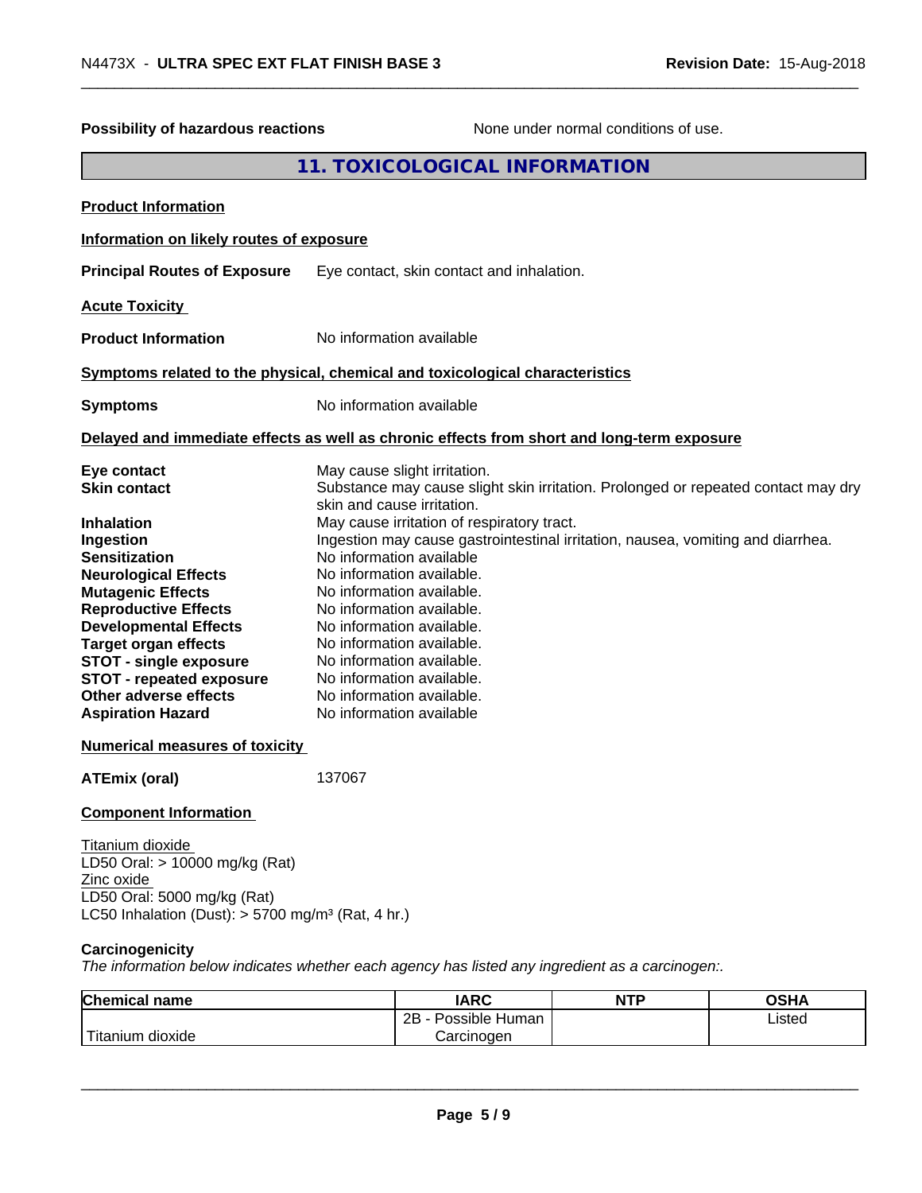**Possibility of hazardous reactions** None under normal conditions of use.

## 11. TOXICOLOGICAL INFORMATION

**Product Information**

**Information on likely routes of exposure**

**Principal Routes of Exposure** Eye contact, skin contact and inhalation.

**Acute Toxicity**

**Product Information** No information available

**Symptoms related to the physical, chemical and toxicological characteristics**

**Symptoms** No information available

**Delayed and immediate effects as well as chronic effects from short and long-term exposure**

**Eye contact** May cause slight irritation.
**Skin contact** Substance may cause slight skin irritation. Prolonged or repeated contact may dry skin and cause irritation.
**Inhalation** May cause irritation of respiratory tract.
**Ingestion** Ingestion may cause gastrointestinal irritation, nausea, vomiting and diarrhea.
**Sensitization** No information available
**Neurological Effects** No information available.
**Mutagenic Effects** No information available.
**Reproductive Effects** No information available.
**Developmental Effects** No information available.
**Target organ effects** No information available.
**STOT - single exposure** No information available.
**STOT - repeated exposure** No information available.
**Other adverse effects** No information available.
**Aspiration Hazard** No information available

**Numerical measures of toxicity**

**ATEmix (oral)** 137067

**Component Information**

Titanium dioxide
LD50 Oral: > 10000 mg/kg (Rat)
Zinc oxide
LD50 Oral: 5000 mg/kg (Rat)
LC50 Inhalation (Dust): > 5700 mg/m³ (Rat, 4 hr.)

**Carcinogenicity**
*The information below indicates whether each agency has listed any ingredient as a carcinogen:.*

| Chemical name | IARC | NTP | OSHA |
|---|---|---|---|
| Titanium dioxide | 2B - Possible Human Carcinogen | | Listed |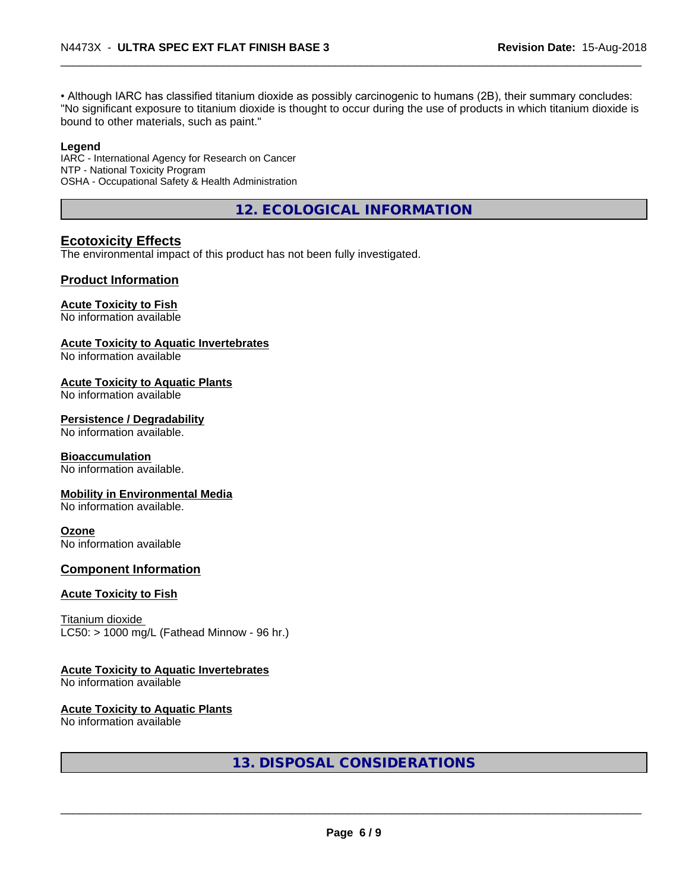• Although IARC has classified titanium dioxide as possibly carcinogenic to humans (2B), their summary concludes: "No significant exposure to titanium dioxide is thought to occur during the use of products in which titanium dioxide is bound to other materials, such as paint."

**Legend**
IARC - International Agency for Research on Cancer
NTP - National Toxicity Program
OSHA - Occupational Safety & Health Administration

## 12. ECOLOGICAL INFORMATION

### Ecotoxicity Effects

The environmental impact of this product has not been fully investigated.

### Product Information

**Acute Toxicity to Fish**
No information available

**Acute Toxicity to Aquatic Invertebrates**
No information available

**Acute Toxicity to Aquatic Plants**
No information available

**Persistence / Degradability**
No information available.

**Bioaccumulation**
No information available.

**Mobility in Environmental Media**
No information available.

**Ozone**
No information available

### Component Information

**Acute Toxicity to Fish**

Titanium dioxide
LC50: > 1000 mg/L (Fathead Minnow - 96 hr.)

**Acute Toxicity to Aquatic Invertebrates**
No information available

**Acute Toxicity to Aquatic Plants**
No information available

## 13. DISPOSAL CONSIDERATIONS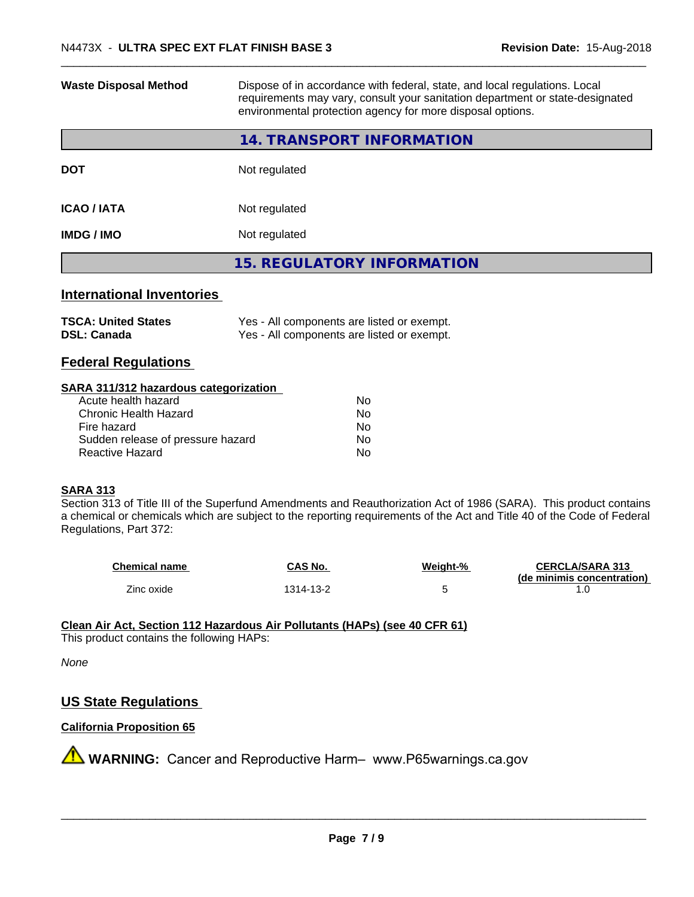| | |
|---|---|
| **Waste Disposal Method** | Dispose of in accordance with federal, state, and local regulations. Local requirements may vary, consult your sanitation department or state-designated environmental protection agency for more disposal options. |

## 14. TRANSPORT INFORMATION

| | |
|---|---|
| **DOT** | Not regulated |
| **ICAO / IATA** | Not regulated |
| **IMDG / IMO** | Not regulated |

## 15. REGULATORY INFORMATION

### International Inventories

| | |
|---|---|
| **TSCA: United States** | Yes - All components are listed or exempt. |
| **DSL: Canada** | Yes - All components are listed or exempt. |

### Federal Regulations

**SARA 311/312 hazardous categorization**

| | |
|---|---|
| Acute health hazard | No |
| Chronic Health Hazard | No |
| Fire hazard | No |
| Sudden release of pressure hazard | No |
| Reactive Hazard | No |

**SARA 313**

Section 313 of Title III of the Superfund Amendments and Reauthorization Act of 1986 (SARA). This product contains a chemical or chemicals which are subject to the reporting requirements of the Act and Title 40 of the Code of Federal Regulations, Part 372:

| Chemical name | CAS No. | Weight-% | CERCLA/SARA 313 (de minimis concentration) |
|---|---|---|---|
| Zinc oxide | 1314-13-2 | 5 | 1.0 |

**Clean Air Act, Section 112 Hazardous Air Pollutants (HAPs) (see 40 CFR 61)**

This product contains the following HAPs:

*None*

### US State Regulations

**California Proposition 65**

⚠ **WARNING:** Cancer and Reproductive Harm– www.P65warnings.ca.gov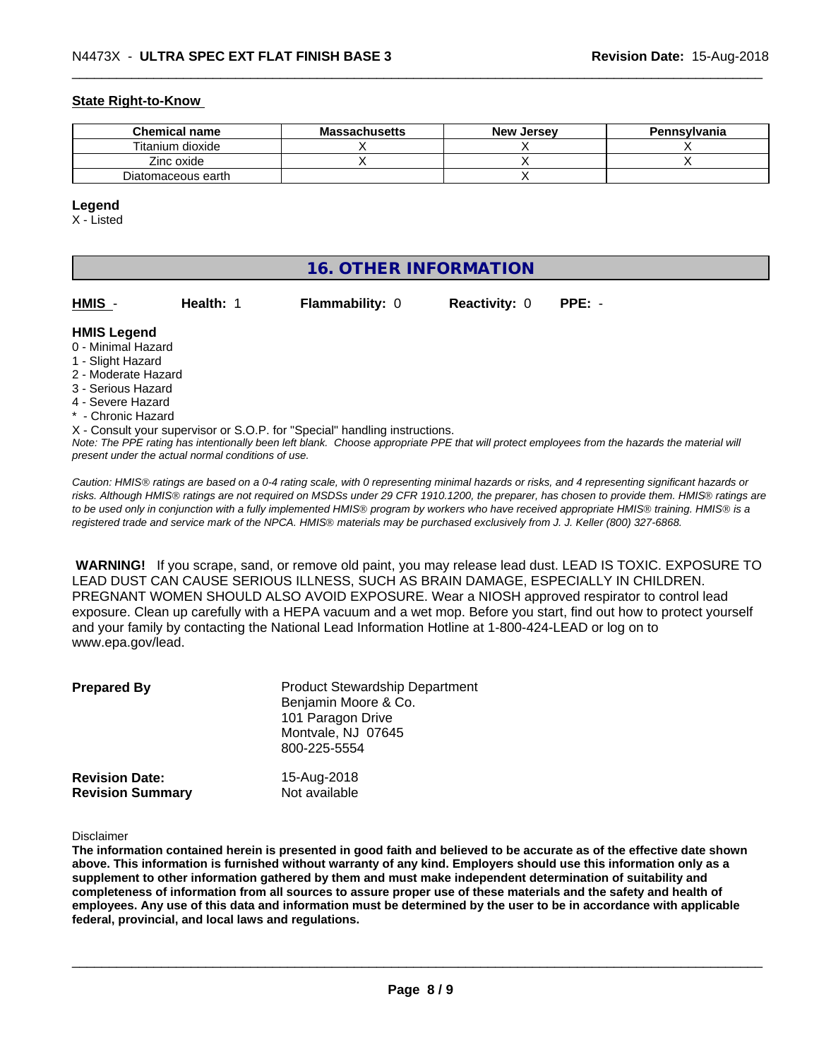**State Right-to-Know**

| Chemical name | Massachusetts | New Jersey | Pennsylvania |
|---|---|---|---|
| Titanium dioxide | X | X | X |
| Zinc oxide | X | X | X |
| Diatomaceous earth | | X | |

**Legend**

X - Listed

## 16. OTHER INFORMATION

**HMIS** - **Health:** 1 **Flammability:** 0 **Reactivity:** 0 **PPE:** -

**HMIS Legend**

0 - Minimal Hazard
1 - Slight Hazard
2 - Moderate Hazard
3 - Serious Hazard
4 - Severe Hazard
* - Chronic Hazard
X - Consult your supervisor or S.O.P. for "Special" handling instructions.

*Note: The PPE rating has intentionally been left blank. Choose appropriate PPE that will protect employees from the hazards the material will present under the actual normal conditions of use.*

*Caution: HMIS® ratings are based on a 0-4 rating scale, with 0 representing minimal hazards or risks, and 4 representing significant hazards or risks. Although HMIS® ratings are not required on MSDSs under 29 CFR 1910.1200, the preparer, has chosen to provide them. HMIS® ratings are to be used only in conjunction with a fully implemented HMIS® program by workers who have received appropriate HMIS® training. HMIS® is a registered trade and service mark of the NPCA. HMIS® materials may be purchased exclusively from J. J. Keller (800) 327-6868.*

**WARNING!** If you scrape, sand, or remove old paint, you may release lead dust. LEAD IS TOXIC. EXPOSURE TO LEAD DUST CAN CAUSE SERIOUS ILLNESS, SUCH AS BRAIN DAMAGE, ESPECIALLY IN CHILDREN. PREGNANT WOMEN SHOULD ALSO AVOID EXPOSURE. Wear a NIOSH approved respirator to control lead exposure. Clean up carefully with a HEPA vacuum and a wet mop. Before you start, find out how to protect yourself and your family by contacting the National Lead Information Hotline at 1-800-424-LEAD or log on to www.epa.gov/lead.

**Prepared By**
Product Stewardship Department
Benjamin Moore & Co.
101 Paragon Drive
Montvale, NJ 07645
800-225-5554

**Revision Date:** 15-Aug-2018
**Revision Summary** Not available

Disclaimer

**The information contained herein is presented in good faith and believed to be accurate as of the effective date shown above. This information is furnished without warranty of any kind. Employers should use this information only as a supplement to other information gathered by them and must make independent determination of suitability and completeness of information from all sources to assure proper use of these materials and the safety and health of employees. Any use of this data and information must be determined by the user to be in accordance with applicable federal, provincial, and local laws and regulations.**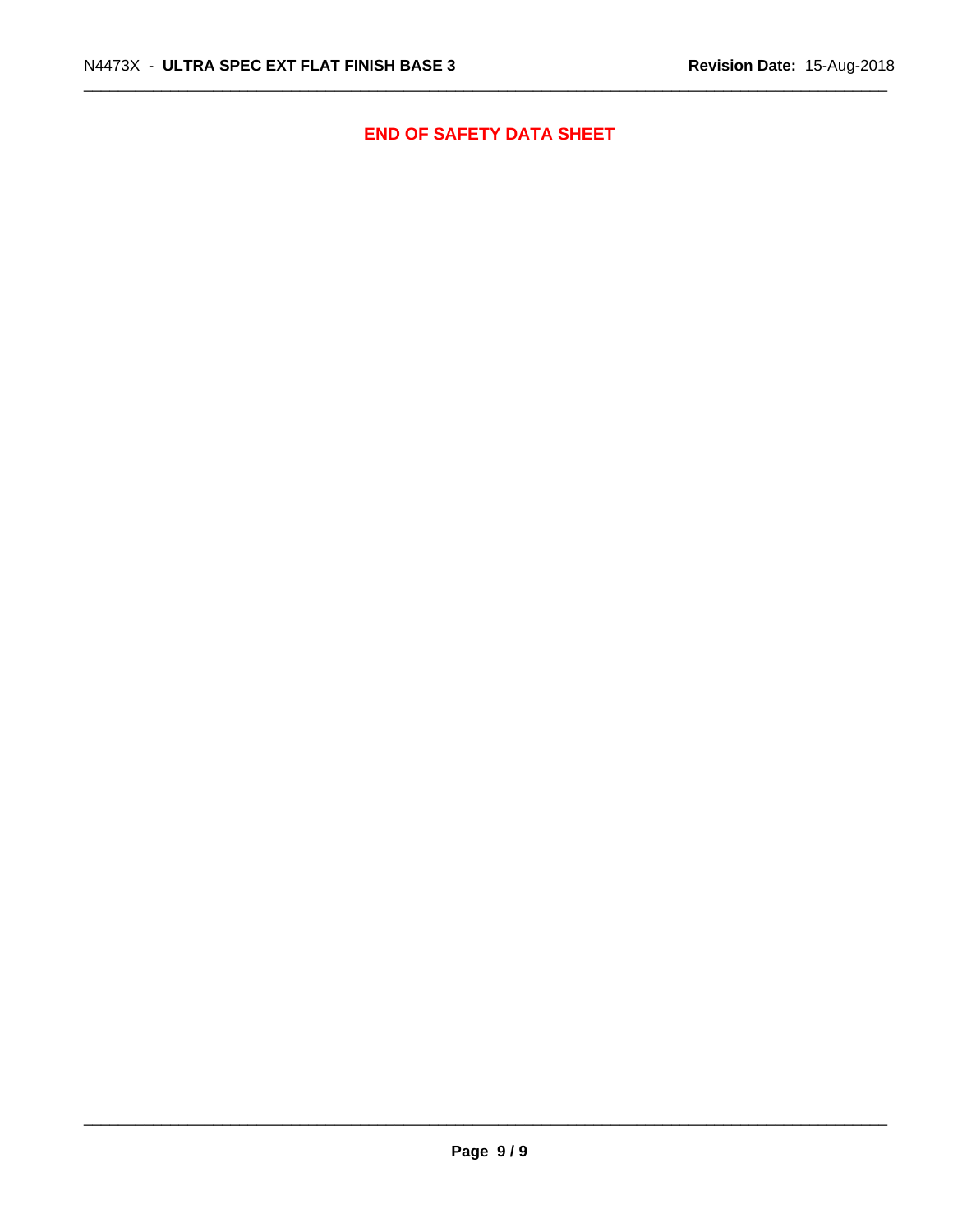**END OF SAFETY DATA SHEET**